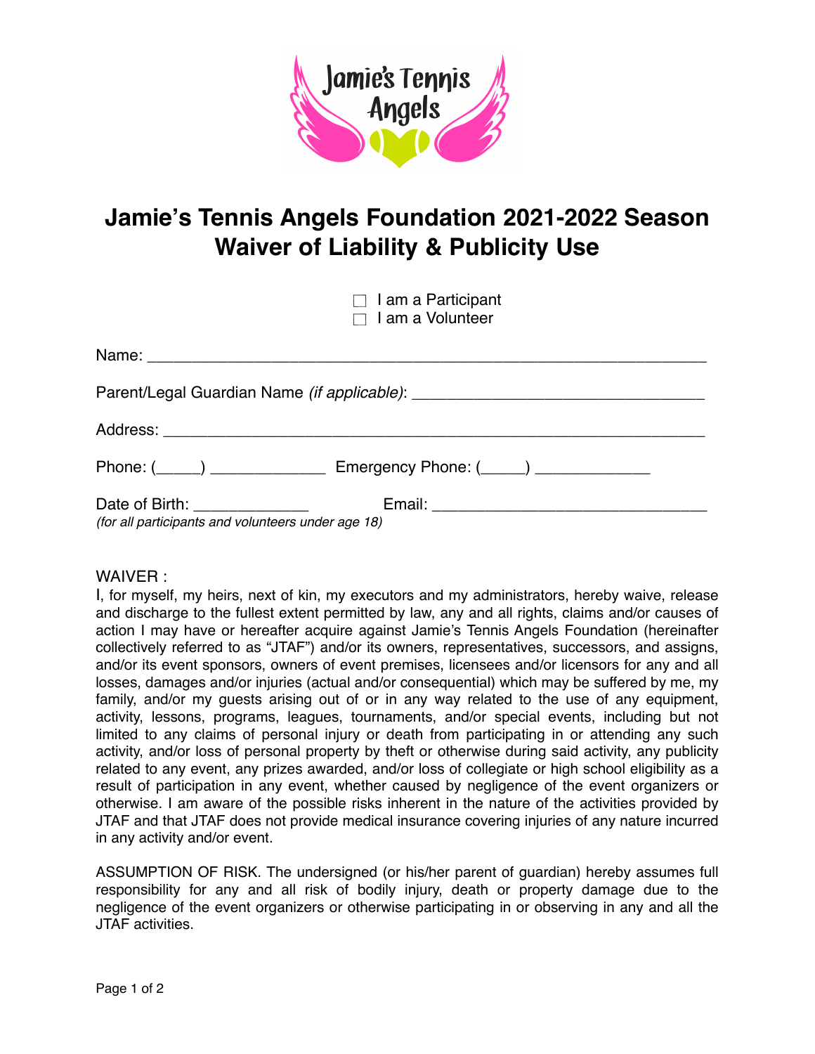# Jamie's Tennis Angels Foundation 2021-2022 Season Waiver of Liability & Publicity Use

☐ I am a Participant
☐ I am a Volunteer

Name: ____________________________________________________________

Parent/Legal Guardian Name *(if applicable)*: ________________________________

Address: __________________________________________________________

Phone: (_____) _____________ Emergency Phone: (_____) _____________

Date of Birth: _____________ Email: ______________________________
*(for all participants and volunteers under age 18)*

WAIVER :

I, for myself, my heirs, next of kin, my executors and my administrators, hereby waive, release and discharge to the fullest extent permitted by law, any and all rights, claims and/or causes of action I may have or hereafter acquire against Jamie's Tennis Angels Foundation (hereinafter collectively referred to as "JTAF") and/or its owners, representatives, successors, and assigns, and/or its event sponsors, owners of event premises, licensees and/or licensors for any and all losses, damages and/or injuries (actual and/or consequential) which may be suffered by me, my family, and/or my guests arising out of or in any way related to the use of any equipment, activity, lessons, programs, leagues, tournaments, and/or special events, including but not limited to any claims of personal injury or death from participating in or attending any such activity, and/or loss of personal property by theft or otherwise during said activity, any publicity related to any event, any prizes awarded, and/or loss of collegiate or high school eligibility as a result of participation in any event, whether caused by negligence of the event organizers or otherwise. I am aware of the possible risks inherent in the nature of the activities provided by JTAF and that JTAF does not provide medical insurance covering injuries of any nature incurred in any activity and/or event.

ASSUMPTION OF RISK. The undersigned (or his/her parent of guardian) hereby assumes full responsibility for any and all risk of bodily injury, death or property damage due to the negligence of the event organizers or otherwise participating in or observing in any and all the JTAF activities.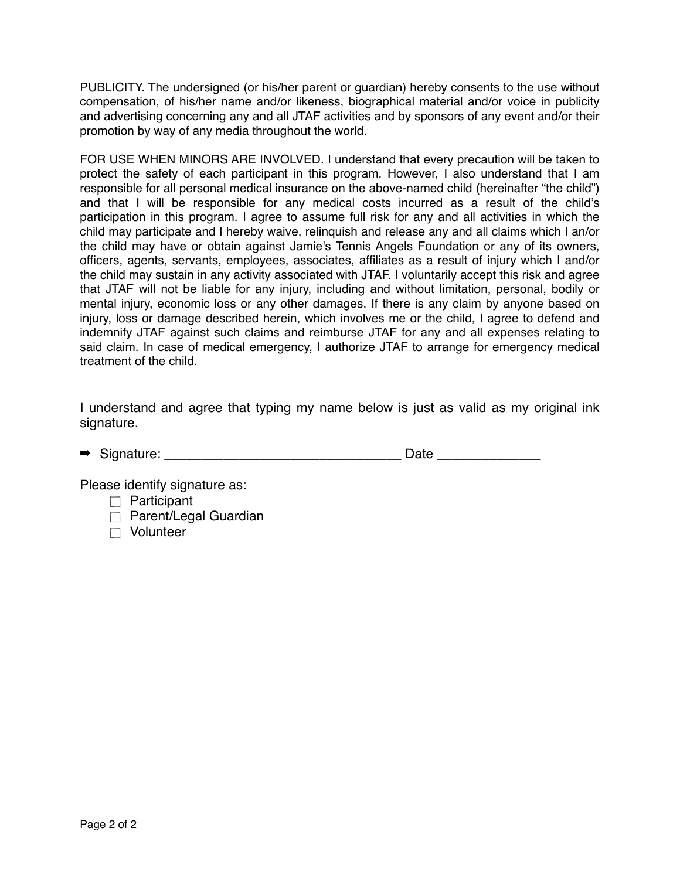PUBLICITY. The undersigned (or his/her parent or guardian) hereby consents to the use without compensation, of his/her name and/or likeness, biographical material and/or voice in publicity and advertising concerning any and all JTAF activities and by sponsors of any event and/or their promotion by way of any media throughout the world.

FOR USE WHEN MINORS ARE INVOLVED. I understand that every precaution will be taken to protect the safety of each participant in this program. However, I also understand that I am responsible for all personal medical insurance on the above-named child (hereinafter "the child") and that I will be responsible for any medical costs incurred as a result of the child's participation in this program. I agree to assume full risk for any and all activities in which the child may participate and I hereby waive, relinquish and release any and all claims which I an/or the child may have or obtain against Jamie's Tennis Angels Foundation or any of its owners, officers, agents, servants, employees, associates, affiliates as a result of injury which I and/or the child may sustain in any activity associated with JTAF. I voluntarily accept this risk and agree that JTAF will not be liable for any injury, including and without limitation, personal, bodily or mental injury, economic loss or any other damages. If there is any claim by anyone based on injury, loss or damage described herein, which involves me or the child, I agree to defend and indemnify JTAF against such claims and reimburse JTAF for any and all expenses relating to said claim. In case of medical emergency, I authorize JTAF to arrange for emergency medical treatment of the child.

I understand and agree that typing my name below is just as valid as my original ink signature.

➡ Signature: ________________________________ Date ______________

Please identify signature as:

- ☐ Participant
- ☐ Parent/Legal Guardian
- ☐ Volunteer